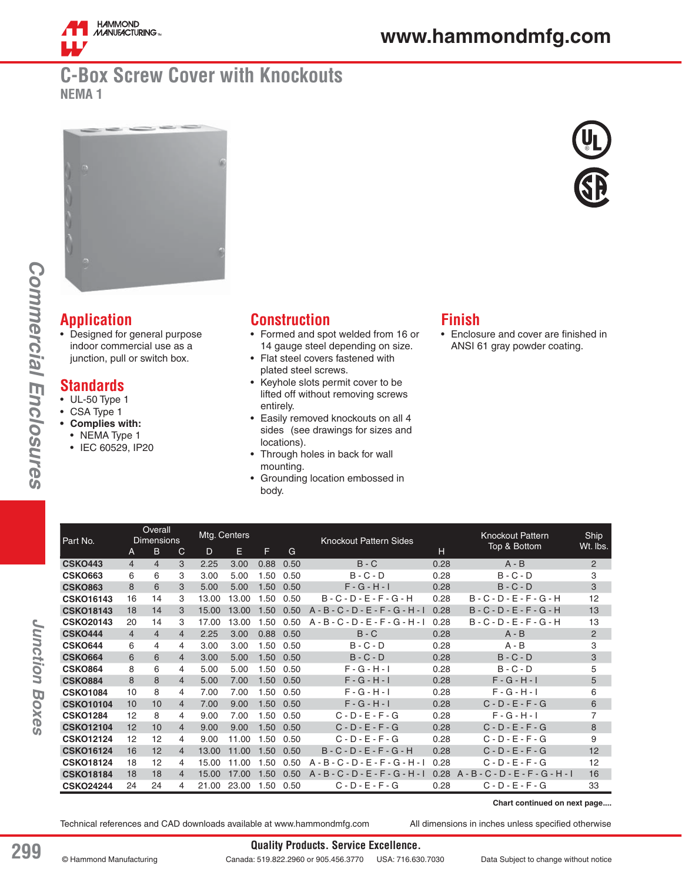# C-Box Screw Cover with Knockouts

NEMA 1

## Application

- Designed for general purpose indoor commercial use as a junction, pull or switch box.

## Standards

- UL-50 Type 1
- CSA Type 1
- **Complies with:**
  - NEMA Type 1
  - IEC 60529, IP20

## Construction

- Formed and spot welded from 16 or 14 gauge steel depending on size.
- Flat steel covers fastened with plated steel screws.
- Keyhole slots permit cover to be lifted off without removing screws entirely.
- Easily removed knockouts on all 4 sides (see drawings for sizes and locations).
- Through holes in back for wall mounting.
- Grounding location embossed in body.

## Finish

- Enclosure and cover are finished in ANSI 61 gray powder coating.

| Part No. | Overall Dimensions | | | Mtg. Centers | | | | Knockout Pattern Sides | | Knockout Pattern Top & Bottom | Ship Wt. lbs. |
|---|---|---|---|---|---|---|---|---|---|---|---|
| | A | B | C | D | E | F | G | | H | | |
| **CSKO443** | 4 | 4 | 3 | 2.25 | 3.00 | 0.88 | 0.50 | B - C | 0.28 | A - B | 2 |
| **CSKO663** | 6 | 6 | 3 | 3.00 | 5.00 | 1.50 | 0.50 | B - C - D | 0.28 | B - C - D | 3 |
| **CSKO863** | 8 | 6 | 3 | 5.00 | 5.00 | 1.50 | 0.50 | F - G - H - I | 0.28 | B - C - D | 3 |
| **CSKO16143** | 16 | 14 | 3 | 13.00 | 13.00 | 1.50 | 0.50 | B - C - D - E - F - G - H | 0.28 | B - C - D - E - F - G - H | 12 |
| **CSKO18143** | 18 | 14 | 3 | 15.00 | 13.00 | 1.50 | 0.50 | A - B - C - D - E - F - G - H - I | 0.28 | B - C - D - E - F - G - H | 13 |
| **CSKO20143** | 20 | 14 | 3 | 17.00 | 13.00 | 1.50 | 0.50 | A - B - C - D - E - F - G - H - I | 0.28 | B - C - D - E - F - G - H | 13 |
| **CSKO444** | 4 | 4 | 4 | 2.25 | 3.00 | 0.88 | 0.50 | B - C | 0.28 | A - B | 2 |
| **CSKO644** | 6 | 4 | 4 | 3.00 | 3.00 | 1.50 | 0.50 | B - C - D | 0.28 | A - B | 3 |
| **CSKO664** | 6 | 6 | 4 | 3.00 | 5.00 | 1.50 | 0.50 | B - C - D | 0.28 | B - C - D | 3 |
| **CSKO864** | 8 | 6 | 4 | 5.00 | 5.00 | 1.50 | 0.50 | F - G - H - I | 0.28 | B - C - D | 5 |
| **CSKO884** | 8 | 8 | 4 | 5.00 | 7.00 | 1.50 | 0.50 | F - G - H - I | 0.28 | F - G - H - I | 5 |
| **CSKO1084** | 10 | 8 | 4 | 7.00 | 7.00 | 1.50 | 0.50 | F - G - H - I | 0.28 | F - G - H - I | 6 |
| **CSKO10104** | 10 | 10 | 4 | 7.00 | 9.00 | 1.50 | 0.50 | F - G - H - I | 0.28 | C - D - E - F - G | 6 |
| **CSKO1284** | 12 | 8 | 4 | 9.00 | 7.00 | 1.50 | 0.50 | C - D - E - F - G | 0.28 | F - G - H - I | 7 |
| **CSKO12104** | 12 | 10 | 4 | 9.00 | 9.00 | 1.50 | 0.50 | C - D - E - F - G | 0.28 | C - D - E - F - G | 8 |
| **CSKO12124** | 12 | 12 | 4 | 9.00 | 11.00 | 1.50 | 0.50 | C - D - E - F - G | 0.28 | C - D - E - F - G | 9 |
| **CSKO16124** | 16 | 12 | 4 | 13.00 | 11.00 | 1.50 | 0.50 | B - C - D - E - F - G - H | 0.28 | C - D - E - F - G | 12 |
| **CSKO18124** | 18 | 12 | 4 | 15.00 | 11.00 | 1.50 | 0.50 | A - B - C - D - E - F - G - H - I | 0.28 | C - D - E - F - G | 12 |
| **CSKO18184** | 18 | 18 | 4 | 15.00 | 17.00 | 1.50 | 0.50 | A - B - C - D - E - F - G - H - I | 0.28 | A - B - C - D - E - F - G - H - I | 16 |
| **CSKO24244** | 24 | 24 | 4 | 21.00 | 23.00 | 1.50 | 0.50 | C - D - E - F - G | 0.28 | C - D - E - F - G | 33 |

**Chart continued on next page....**

Technical references and CAD downloads available at www.hammondmfg.com

All dimensions in inches unless specified otherwise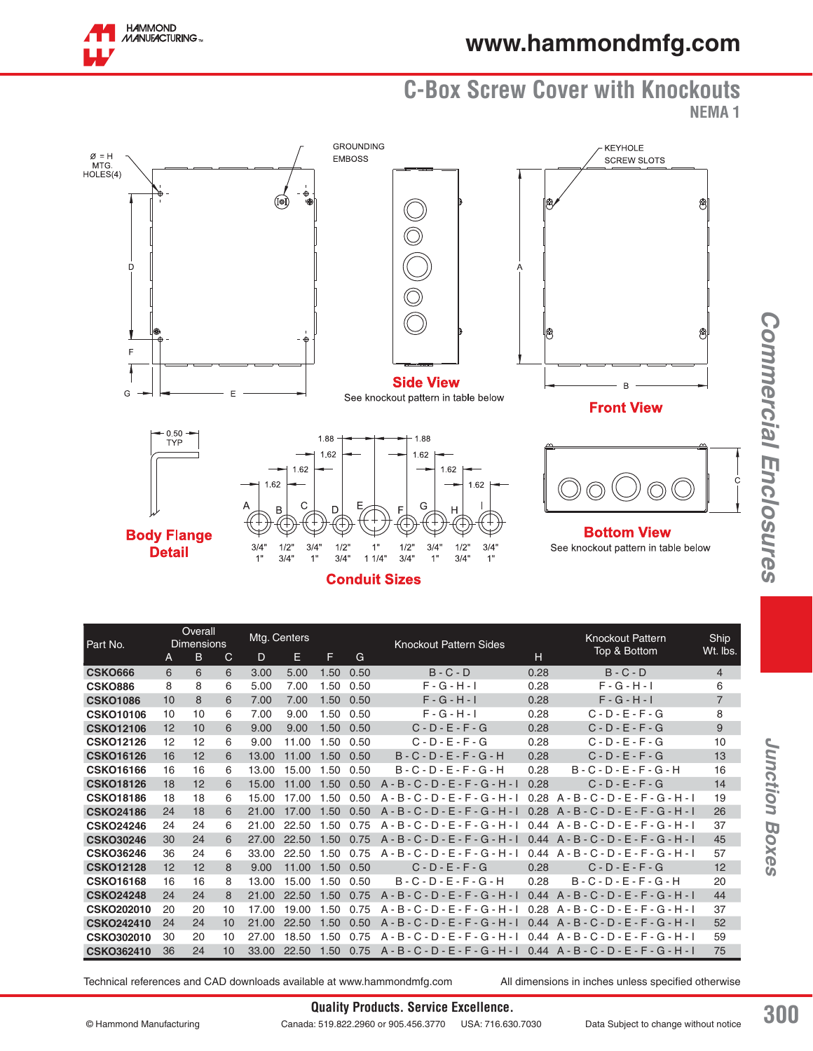# C-Box Screw Cover with Knockouts

## NEMA 1

Ø = H MTG. HOLES(4)

GROUNDING EMBOSS

KEYHOLE SCREW SLOTS

D F G E A B C

**Side View**

See knockout pattern in table below

**Front View**

0.50 TYP

**Body Flange Detail**

1.88 1.62 1.62 1.62 1.88 1.62 1.62 1.62

A B C D E F G H I

3/4" 1" 1/2" 3/4" 3/4" 1" 1/2" 3/4" 1" 1 1/4" 1/2" 3/4" 3/4" 1" 1/2" 3/4" 3/4" 1"

**Conduit Sizes**

**Bottom View**

See knockout pattern in table below

| Part No. | Overall Dimensions | | | Mtg. Centers | | | | Knockout Pattern Sides | | Knockout Pattern Top & Bottom | Ship Wt. lbs. |
|---|---|---|---|---|---|---|---|---|---|---|---|
| | A | B | C | D | E | F | G | | H | | |
| **CSKO666** | 6 | 6 | 6 | 3.00 | 5.00 | 1.50 | 0.50 | B - C - D | 0.28 | B - C - D | 4 |
| **CSKO886** | 8 | 8 | 6 | 5.00 | 7.00 | 1.50 | 0.50 | F - G - H - I | 0.28 | F - G - H - I | 6 |
| **CSKO1086** | 10 | 8 | 6 | 7.00 | 7.00 | 1.50 | 0.50 | F - G - H - I | 0.28 | F - G - H - I | 7 |
| **CSKO10106** | 10 | 10 | 6 | 7.00 | 9.00 | 1.50 | 0.50 | F - G - H - I | 0.28 | C - D - E - F - G | 8 |
| **CSKO12106** | 12 | 10 | 6 | 9.00 | 9.00 | 1.50 | 0.50 | C - D - E - F - G | 0.28 | C - D - E - F - G | 9 |
| **CSKO12126** | 12 | 12 | 6 | 9.00 | 11.00 | 1.50 | 0.50 | C - D - E - F - G | 0.28 | C - D - E - F - G | 10 |
| **CSKO16126** | 16 | 12 | 6 | 13.00 | 11.00 | 1.50 | 0.50 | B - C - D - E - F - G - H | 0.28 | C - D - E - F - G | 13 |
| **CSKO16166** | 16 | 16 | 6 | 13.00 | 15.00 | 1.50 | 0.50 | B - C - D - E - F - G - H | 0.28 | B - C - D - E - F - G - H | 16 |
| **CSKO18126** | 18 | 12 | 6 | 15.00 | 11.00 | 1.50 | 0.50 | A - B - C - D - E - F - G - H - I | 0.28 | C - D - E - F - G | 14 |
| **CSKO18186** | 18 | 18 | 6 | 15.00 | 17.00 | 1.50 | 0.50 | A - B - C - D - E - F - G - H - I | 0.28 | A - B - C - D - E - F - G - H - I | 19 |
| **CSKO24186** | 24 | 18 | 6 | 21.00 | 17.00 | 1.50 | 0.50 | A - B - C - D - E - F - G - H - I | 0.28 | A - B - C - D - E - F - G - H - I | 26 |
| **CSKO24246** | 24 | 24 | 6 | 21.00 | 22.50 | 1.50 | 0.75 | A - B - C - D - E - F - G - H - I | 0.44 | A - B - C - D - E - F - G - H - I | 37 |
| **CSKO30246** | 30 | 24 | 6 | 27.00 | 22.50 | 1.50 | 0.75 | A - B - C - D - E - F - G - H - I | 0.44 | A - B - C - D - E - F - G - H - I | 45 |
| **CSKO36246** | 36 | 24 | 6 | 33.00 | 22.50 | 1.50 | 0.75 | A - B - C - D - E - F - G - H - I | 0.44 | A - B - C - D - E - F - G - H - I | 57 |
| **CSKO12128** | 12 | 12 | 8 | 9.00 | 11.00 | 1.50 | 0.50 | C - D - E - F - G | 0.28 | C - D - E - F - G | 12 |
| **CSKO16168** | 16 | 16 | 8 | 13.00 | 15.00 | 1.50 | 0.50 | B - C - D - E - F - G - H | 0.28 | B - C - D - E - F - G - H | 20 |
| **CSKO24248** | 24 | 24 | 8 | 21.00 | 22.50 | 1.50 | 0.75 | A - B - C - D - E - F - G - H - I | 0.44 | A - B - C - D - E - F - G - H - I | 44 |
| **CSKO202010** | 20 | 20 | 10 | 17.00 | 19.00 | 1.50 | 0.75 | A - B - C - D - E - F - G - H - I | 0.28 | A - B - C - D - E - F - G - H - I | 37 |
| **CSKO242410** | 24 | 24 | 10 | 21.00 | 22.50 | 1.50 | 0.50 | A - B - C - D - E - F - G - H - I | 0.44 | A - B - C - D - E - F - G - H - I | 52 |
| **CSKO302010** | 30 | 20 | 10 | 27.00 | 18.50 | 1.50 | 0.75 | A - B - C - D - E - F - G - H - I | 0.44 | A - B - C - D - E - F - G - H - I | 59 |
| **CSKO362410** | 36 | 24 | 10 | 33.00 | 22.50 | 1.50 | 0.75 | A - B - C - D - E - F - G - H - I | 0.44 | A - B - C - D - E - F - G - H - I | 75 |

Technical references and CAD downloads available at www.hammondmfg.com

All dimensions in inches unless specified otherwise